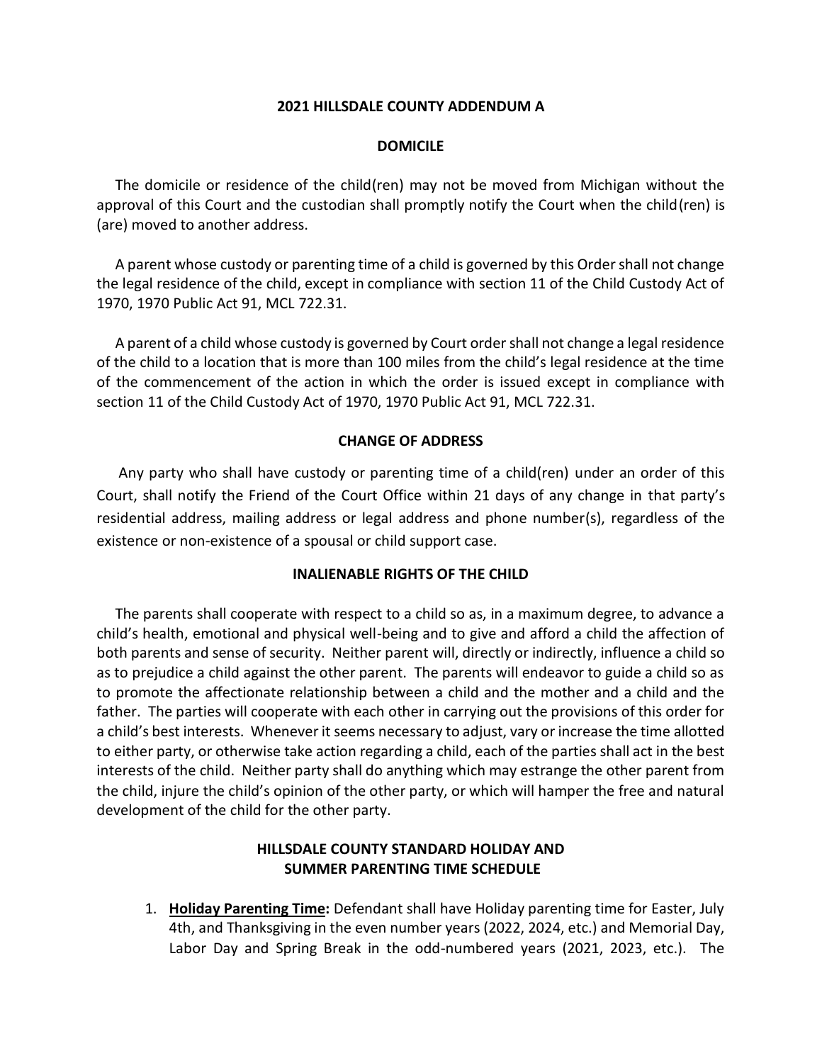# 2021 HILLSDALE COUNTY ADDENDUM A

## DOMICILE

The domicile or residence of the child(ren) may not be moved from Michigan without the approval of this Court and the custodian shall promptly notify the Court when the child(ren) is (are) moved to another address.

A parent whose custody or parenting time of a child is governed by this Order shall not change the legal residence of the child, except in compliance with section 11 of the Child Custody Act of 1970, 1970 Public Act 91, MCL 722.31.

A parent of a child whose custody is governed by Court order shall not change a legal residence of the child to a location that is more than 100 miles from the child's legal residence at the time of the commencement of the action in which the order is issued except in compliance with section 11 of the Child Custody Act of 1970, 1970 Public Act 91, MCL 722.31.

## CHANGE OF ADDRESS

Any party who shall have custody or parenting time of a child(ren) under an order of this Court, shall notify the Friend of the Court Office within 21 days of any change in that party's residential address, mailing address or legal address and phone number(s), regardless of the existence or non-existence of a spousal or child support case.

## INALIENABLE RIGHTS OF THE CHILD

The parents shall cooperate with respect to a child so as, in a maximum degree, to advance a child's health, emotional and physical well-being and to give and afford a child the affection of both parents and sense of security. Neither parent will, directly or indirectly, influence a child so as to prejudice a child against the other parent. The parents will endeavor to guide a child so as to promote the affectionate relationship between a child and the mother and a child and the father. The parties will cooperate with each other in carrying out the provisions of this order for a child's best interests. Whenever it seems necessary to adjust, vary or increase the time allotted to either party, or otherwise take action regarding a child, each of the parties shall act in the best interests of the child. Neither party shall do anything which may estrange the other parent from the child, injure the child's opinion of the other party, or which will hamper the free and natural development of the child for the other party.

## HILLSDALE COUNTY STANDARD HOLIDAY AND SUMMER PARENTING TIME SCHEDULE

1. **Holiday Parenting Time:** Defendant shall have Holiday parenting time for Easter, July 4th, and Thanksgiving in the even number years (2022, 2024, etc.) and Memorial Day, Labor Day and Spring Break in the odd-numbered years (2021, 2023, etc.). The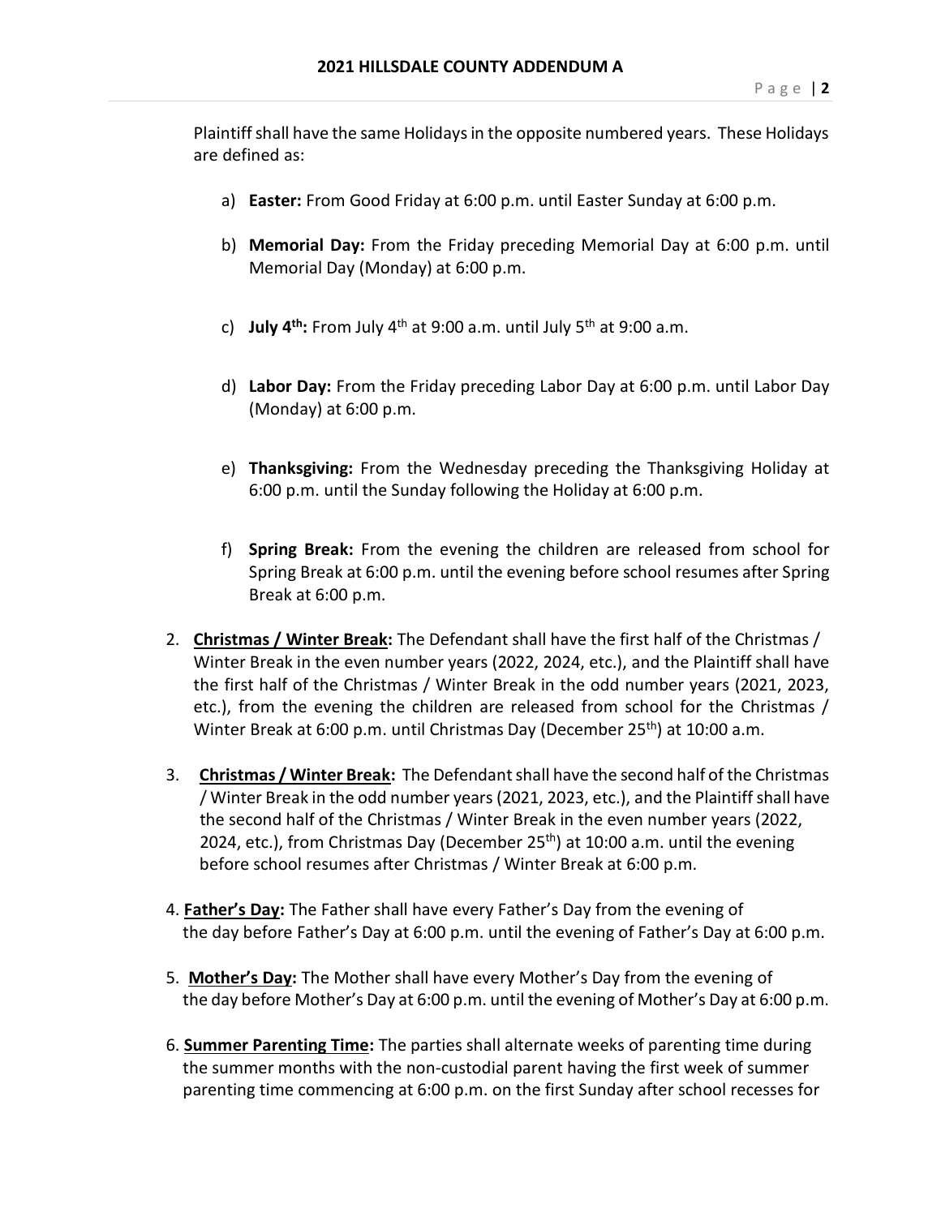Plaintiff shall have the same Holidays in the opposite numbered years. These Holidays are defined as:

a) **Easter:** From Good Friday at 6:00 p.m. until Easter Sunday at 6:00 p.m.

b) **Memorial Day:** From the Friday preceding Memorial Day at 6:00 p.m. until Memorial Day (Monday) at 6:00 p.m.

c) **July 4th:** From July 4th at 9:00 a.m. until July 5th at 9:00 a.m.

d) **Labor Day:** From the Friday preceding Labor Day at 6:00 p.m. until Labor Day (Monday) at 6:00 p.m.

e) **Thanksgiving:** From the Wednesday preceding the Thanksgiving Holiday at 6:00 p.m. until the Sunday following the Holiday at 6:00 p.m.

f) **Spring Break:** From the evening the children are released from school for Spring Break at 6:00 p.m. until the evening before school resumes after Spring Break at 6:00 p.m.

2. **<u>Christmas / Winter Break</u>:** The Defendant shall have the first half of the Christmas / Winter Break in the even number years (2022, 2024, etc.), and the Plaintiff shall have the first half of the Christmas / Winter Break in the odd number years (2021, 2023, etc.), from the evening the children are released from school for the Christmas / Winter Break at 6:00 p.m. until Christmas Day (December 25th) at 10:00 a.m.

3. **<u>Christmas / Winter Break</u>:** The Defendant shall have the second half of the Christmas / Winter Break in the odd number years (2021, 2023, etc.), and the Plaintiff shall have the second half of the Christmas / Winter Break in the even number years (2022, 2024, etc.), from Christmas Day (December 25th) at 10:00 a.m. until the evening before school resumes after Christmas / Winter Break at 6:00 p.m.

4. **<u>Father's Day</u>:** The Father shall have every Father's Day from the evening of the day before Father's Day at 6:00 p.m. until the evening of Father's Day at 6:00 p.m.

5. **<u>Mother's Day</u>:** The Mother shall have every Mother's Day from the evening of the day before Mother's Day at 6:00 p.m. until the evening of Mother's Day at 6:00 p.m.

6. **<u>Summer Parenting Time</u>:** The parties shall alternate weeks of parenting time during the summer months with the non-custodial parent having the first week of summer parenting time commencing at 6:00 p.m. on the first Sunday after school recesses for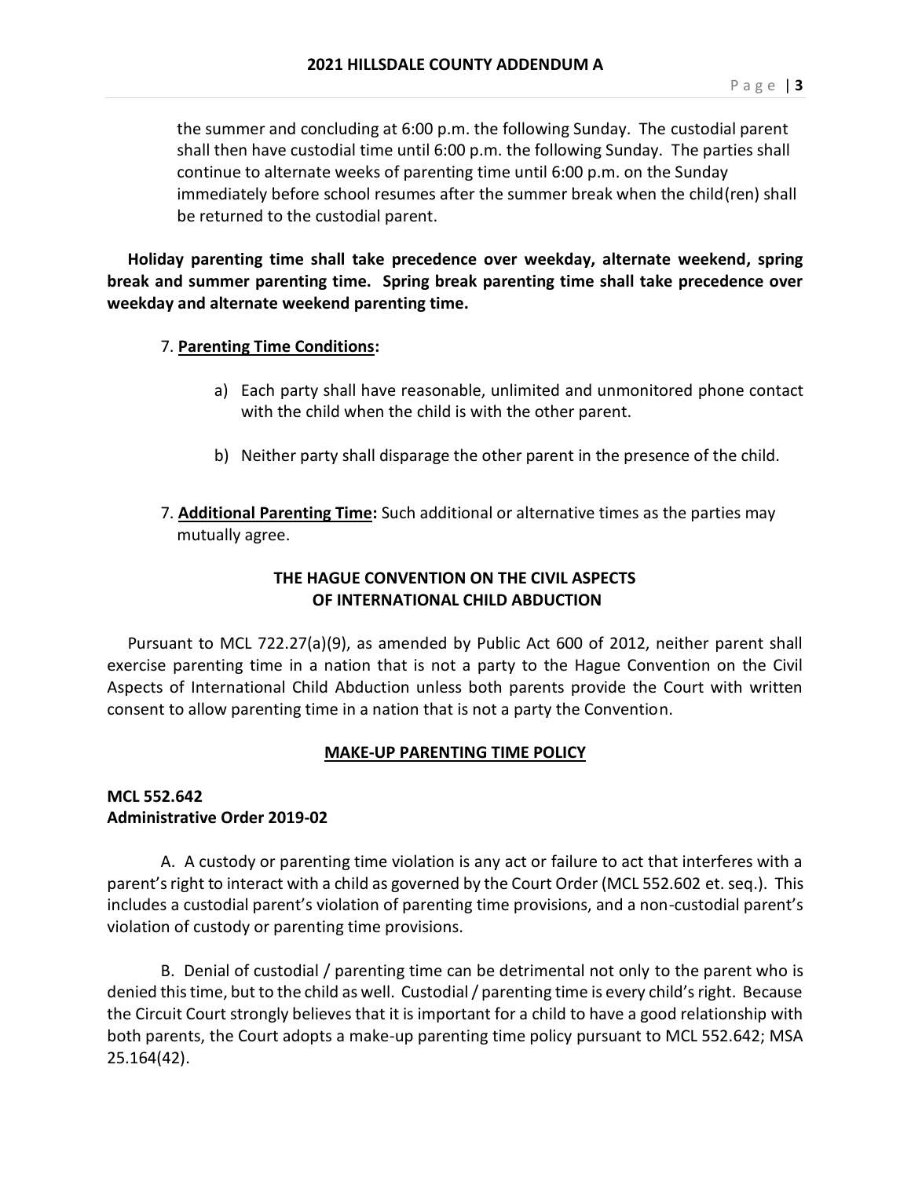the summer and concluding at 6:00 p.m. the following Sunday. The custodial parent shall then have custodial time until 6:00 p.m. the following Sunday. The parties shall continue to alternate weeks of parenting time until 6:00 p.m. on the Sunday immediately before school resumes after the summer break when the child(ren) shall be returned to the custodial parent.

**Holiday parenting time shall take precedence over weekday, alternate weekend, spring break and summer parenting time. Spring break parenting time shall take precedence over weekday and alternate weekend parenting time.**

7. **Parenting Time Conditions:**

   a) Each party shall have reasonable, unlimited and unmonitored phone contact with the child when the child is with the other parent.

   b) Neither party shall disparage the other parent in the presence of the child.

7. **Additional Parenting Time:** Such additional or alternative times as the parties may mutually agree.

## THE HAGUE CONVENTION ON THE CIVIL ASPECTS OF INTERNATIONAL CHILD ABDUCTION

Pursuant to MCL 722.27(a)(9), as amended by Public Act 600 of 2012, neither parent shall exercise parenting time in a nation that is not a party to the Hague Convention on the Civil Aspects of International Child Abduction unless both parents provide the Court with written consent to allow parenting time in a nation that is not a party the Convention.

## MAKE-UP PARENTING TIME POLICY

**MCL 552.642**
**Administrative Order 2019-02**

A. A custody or parenting time violation is any act or failure to act that interferes with a parent's right to interact with a child as governed by the Court Order (MCL 552.602 et. seq.). This includes a custodial parent's violation of parenting time provisions, and a non-custodial parent's violation of custody or parenting time provisions.

B. Denial of custodial / parenting time can be detrimental not only to the parent who is denied this time, but to the child as well. Custodial / parenting time is every child's right. Because the Circuit Court strongly believes that it is important for a child to have a good relationship with both parents, the Court adopts a make-up parenting time policy pursuant to MCL 552.642; MSA 25.164(42).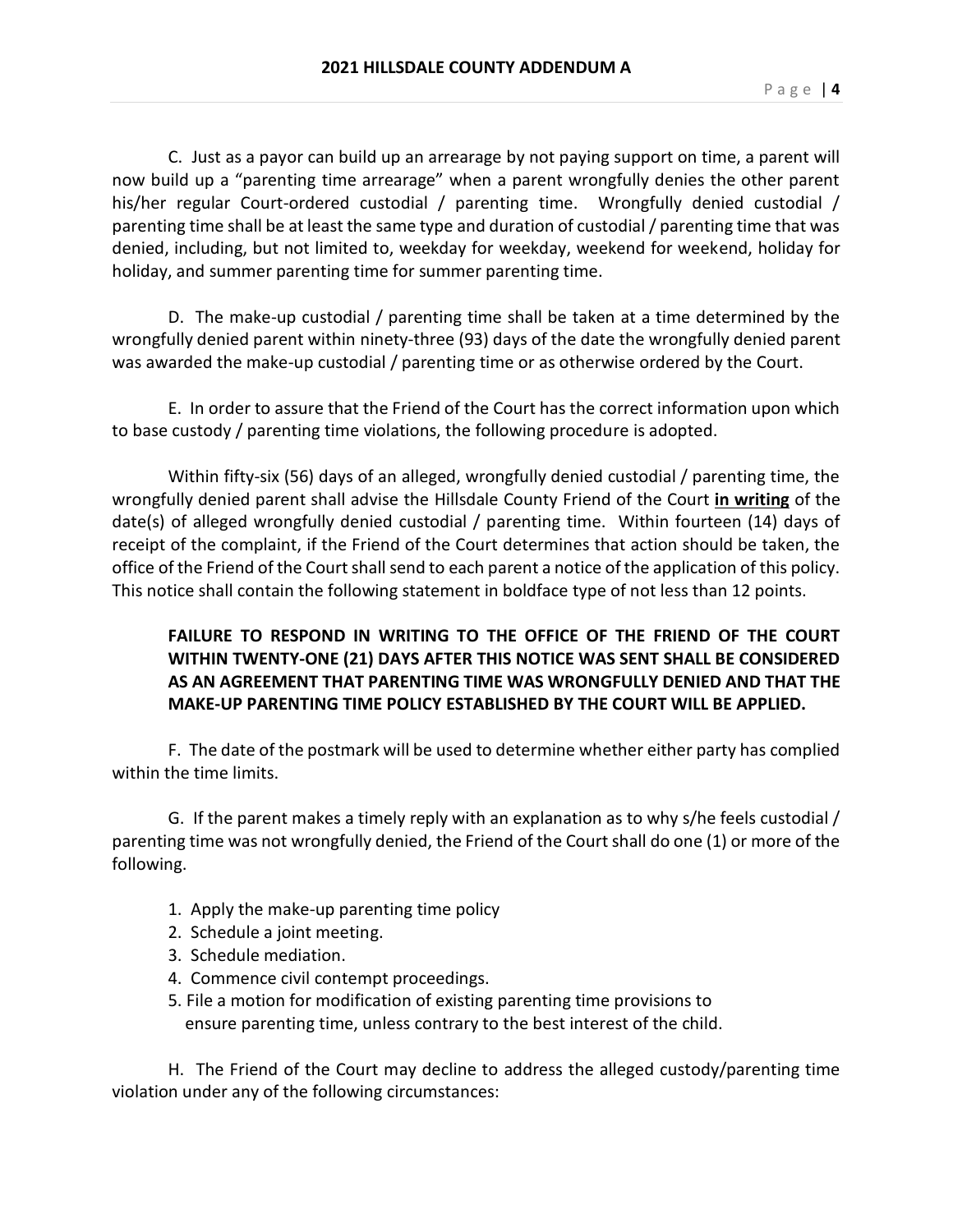C. Just as a payor can build up an arrearage by not paying support on time, a parent will now build up a "parenting time arrearage" when a parent wrongfully denies the other parent his/her regular Court-ordered custodial / parenting time. Wrongfully denied custodial / parenting time shall be at least the same type and duration of custodial / parenting time that was denied, including, but not limited to, weekday for weekday, weekend for weekend, holiday for holiday, and summer parenting time for summer parenting time.

D. The make-up custodial / parenting time shall be taken at a time determined by the wrongfully denied parent within ninety-three (93) days of the date the wrongfully denied parent was awarded the make-up custodial / parenting time or as otherwise ordered by the Court.

E. In order to assure that the Friend of the Court has the correct information upon which to base custody / parenting time violations, the following procedure is adopted.

Within fifty-six (56) days of an alleged, wrongfully denied custodial / parenting time, the wrongfully denied parent shall advise the Hillsdale County Friend of the Court **in writing** of the date(s) of alleged wrongfully denied custodial / parenting time. Within fourteen (14) days of receipt of the complaint, if the Friend of the Court determines that action should be taken, the office of the Friend of the Court shall send to each parent a notice of the application of this policy. This notice shall contain the following statement in boldface type of not less than 12 points.

> **FAILURE TO RESPOND IN WRITING TO THE OFFICE OF THE FRIEND OF THE COURT WITHIN TWENTY-ONE (21) DAYS AFTER THIS NOTICE WAS SENT SHALL BE CONSIDERED AS AN AGREEMENT THAT PARENTING TIME WAS WRONGFULLY DENIED AND THAT THE MAKE-UP PARENTING TIME POLICY ESTABLISHED BY THE COURT WILL BE APPLIED.**

F. The date of the postmark will be used to determine whether either party has complied within the time limits.

G. If the parent makes a timely reply with an explanation as to why s/he feels custodial / parenting time was not wrongfully denied, the Friend of the Court shall do one (1) or more of the following.

1. Apply the make-up parenting time policy
2. Schedule a joint meeting.
3. Schedule mediation.
4. Commence civil contempt proceedings.
5. File a motion for modification of existing parenting time provisions to ensure parenting time, unless contrary to the best interest of the child.

H. The Friend of the Court may decline to address the alleged custody/parenting time violation under any of the following circumstances: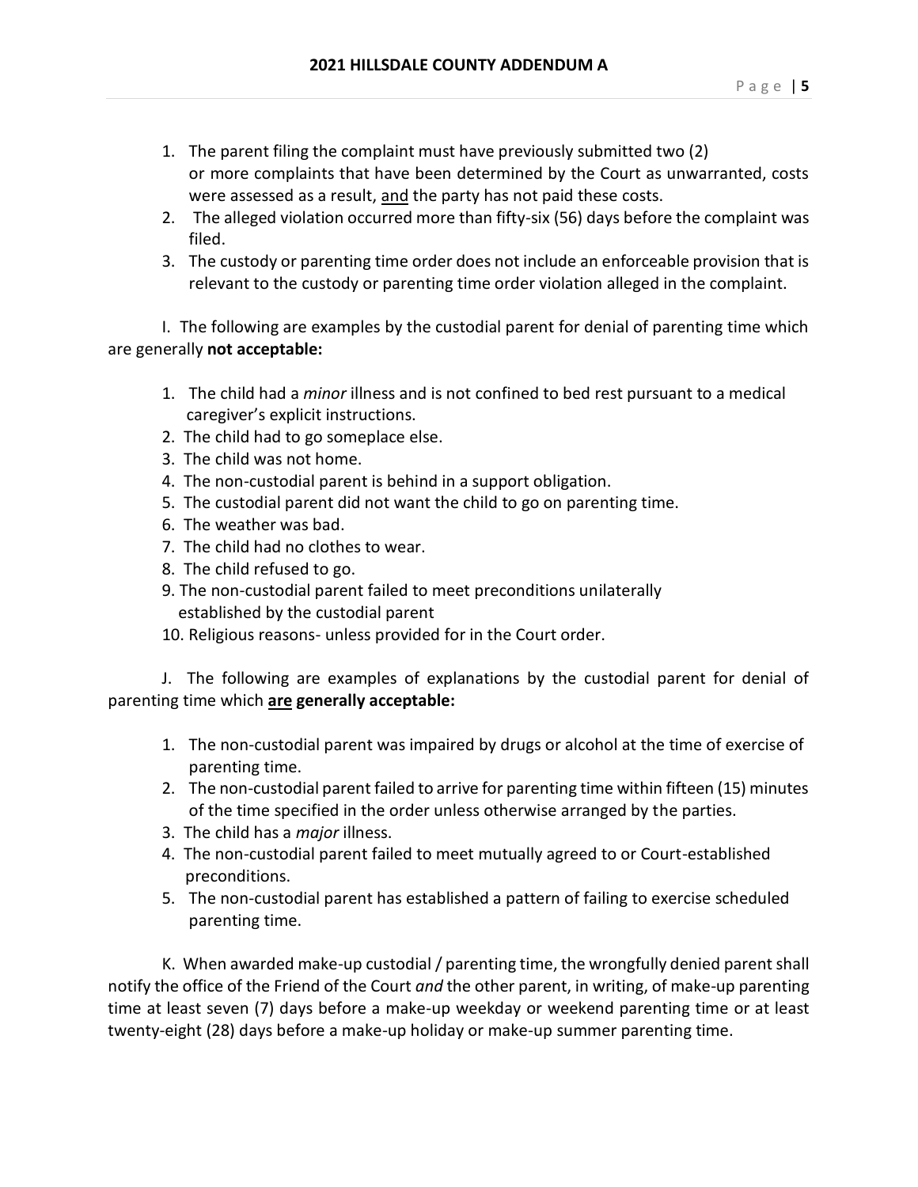1. The parent filing the complaint must have previously submitted two (2) or more complaints that have been determined by the Court as unwarranted, costs were assessed as a result, <u>and</u> the party has not paid these costs.
2. The alleged violation occurred more than fifty-six (56) days before the complaint was filed.
3. The custody or parenting time order does not include an enforceable provision that is relevant to the custody or parenting time order violation alleged in the complaint.

I. The following are examples by the custodial parent for denial of parenting time which are generally **not acceptable:**

1. The child had a *minor* illness and is not confined to bed rest pursuant to a medical caregiver's explicit instructions.
2. The child had to go someplace else.
3. The child was not home.
4. The non-custodial parent is behind in a support obligation.
5. The custodial parent did not want the child to go on parenting time.
6. The weather was bad.
7. The child had no clothes to wear.
8. The child refused to go.
9. The non-custodial parent failed to meet preconditions unilaterally established by the custodial parent
10. Religious reasons- unless provided for in the Court order.

J. The following are examples of explanations by the custodial parent for denial of parenting time which **<u>are</u> generally acceptable:**

1. The non-custodial parent was impaired by drugs or alcohol at the time of exercise of parenting time.
2. The non-custodial parent failed to arrive for parenting time within fifteen (15) minutes of the time specified in the order unless otherwise arranged by the parties.
3. The child has a *major* illness.
4. The non-custodial parent failed to meet mutually agreed to or Court-established preconditions.
5. The non-custodial parent has established a pattern of failing to exercise scheduled parenting time.

K. When awarded make-up custodial / parenting time, the wrongfully denied parent shall notify the office of the Friend of the Court *and* the other parent, in writing, of make-up parenting time at least seven (7) days before a make-up weekday or weekend parenting time or at least twenty-eight (28) days before a make-up holiday or make-up summer parenting time.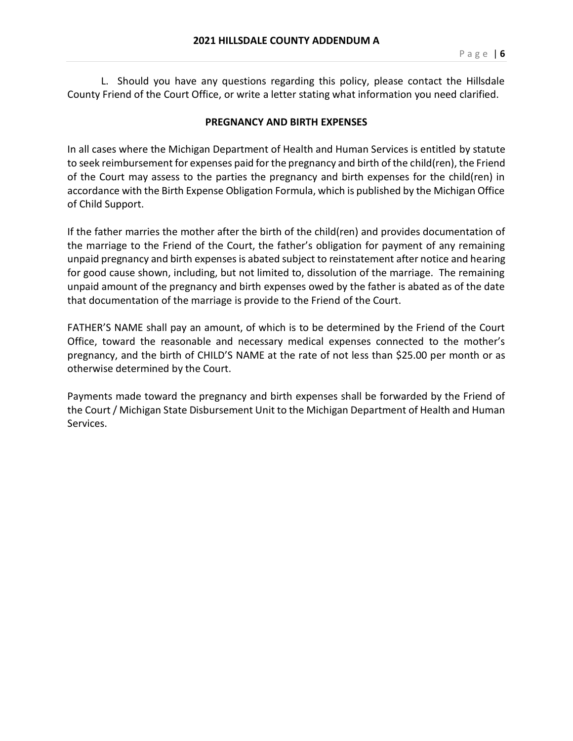L. Should you have any questions regarding this policy, please contact the Hillsdale County Friend of the Court Office, or write a letter stating what information you need clarified.

**PREGNANCY AND BIRTH EXPENSES**

In all cases where the Michigan Department of Health and Human Services is entitled by statute to seek reimbursement for expenses paid for the pregnancy and birth of the child(ren), the Friend of the Court may assess to the parties the pregnancy and birth expenses for the child(ren) in accordance with the Birth Expense Obligation Formula, which is published by the Michigan Office of Child Support.

If the father marries the mother after the birth of the child(ren) and provides documentation of the marriage to the Friend of the Court, the father's obligation for payment of any remaining unpaid pregnancy and birth expenses is abated subject to reinstatement after notice and hearing for good cause shown, including, but not limited to, dissolution of the marriage. The remaining unpaid amount of the pregnancy and birth expenses owed by the father is abated as of the date that documentation of the marriage is provide to the Friend of the Court.

FATHER'S NAME shall pay an amount, of which is to be determined by the Friend of the Court Office, toward the reasonable and necessary medical expenses connected to the mother's pregnancy, and the birth of CHILD'S NAME at the rate of not less than $25.00 per month or as otherwise determined by the Court.

Payments made toward the pregnancy and birth expenses shall be forwarded by the Friend of the Court / Michigan State Disbursement Unit to the Michigan Department of Health and Human Services.